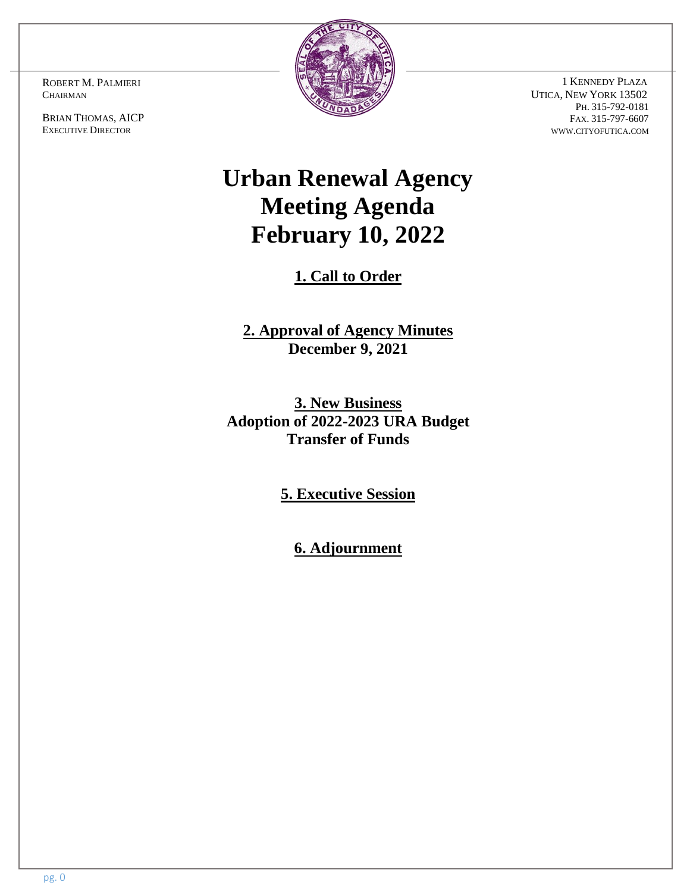ROBERT M. PALMIERI
CHAIRMAN

BRIAN THOMAS, AICP
EXECUTIVE DIRECTOR

1 KENNEDY PLAZA
UTICA, NEW YORK 13502
PH. 315-792-0181
FAX. 315-797-6607
WWW.CITYOFUTICA.COM

# Urban Renewal Agency Meeting Agenda February 10, 2022

## 1. Call to Order

## 2. Approval of Agency Minutes

**December 9, 2021**

## 3. New Business

**Adoption of 2022-2023 URA Budget**
**Transfer of Funds**

## 5. Executive Session

## 6. Adjournment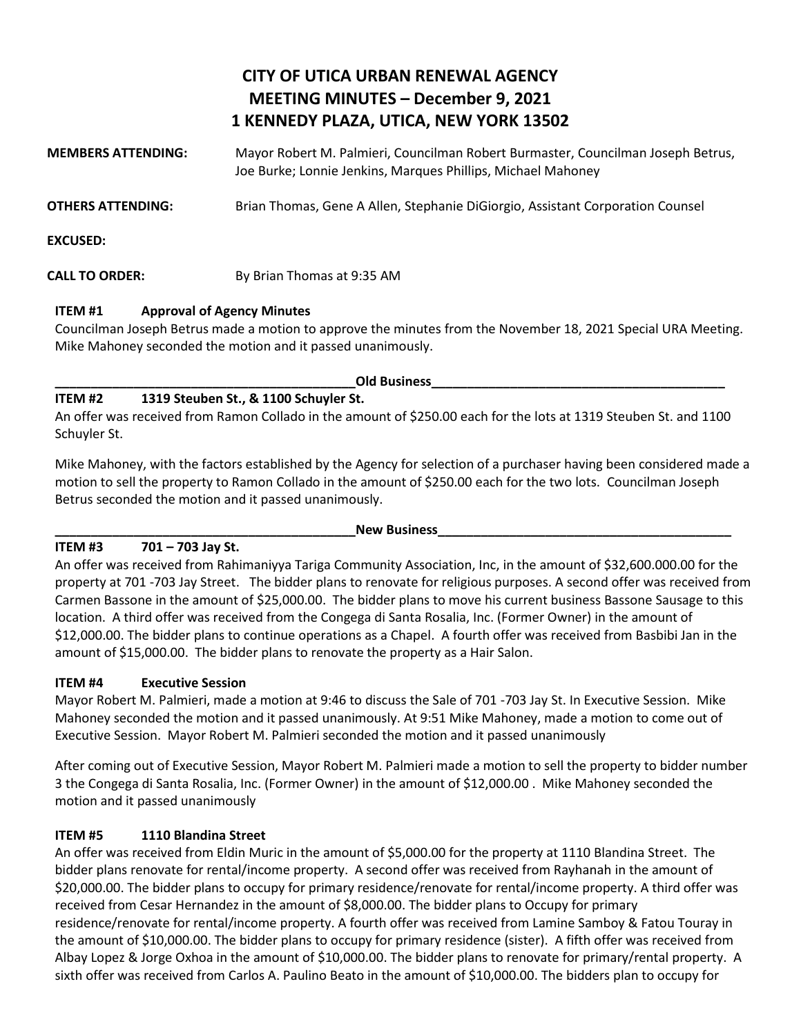# CITY OF UTICA URBAN RENEWAL AGENCY
# MEETING MINUTES – December 9, 2021
# 1 KENNEDY PLAZA, UTICA, NEW YORK 13502

**MEMBERS ATTENDING:** Mayor Robert M. Palmieri, Councilman Robert Burmaster, Councilman Joseph Betrus, Joe Burke; Lonnie Jenkins, Marques Phillips, Michael Mahoney

**OTHERS ATTENDING:** Brian Thomas, Gene A Allen, Stephanie DiGiorgio, Assistant Corporation Counsel

**EXCUSED:**

**CALL TO ORDER:** By Brian Thomas at 9:35 AM

**ITEM #1 Approval of Agency Minutes**

Councilman Joseph Betrus made a motion to approve the minutes from the November 18, 2021 Special URA Meeting. Mike Mahoney seconded the motion and it passed unanimously.

**Old Business**

**ITEM #2 1319 Steuben St., & 1100 Schuyler St.**

An offer was received from Ramon Collado in the amount of $250.00 each for the lots at 1319 Steuben St. and 1100 Schuyler St.

Mike Mahoney, with the factors established by the Agency for selection of a purchaser having been considered made a motion to sell the property to Ramon Collado in the amount of $250.00 each for the two lots. Councilman Joseph Betrus seconded the motion and it passed unanimously.

**New Business**

**ITEM #3 701 – 703 Jay St.**

An offer was received from Rahimaniyya Tariga Community Association, Inc, in the amount of $32,600.000.00 for the property at 701 -703 Jay Street. The bidder plans to renovate for religious purposes. A second offer was received from Carmen Bassone in the amount of $25,000.00. The bidder plans to move his current business Bassone Sausage to this location. A third offer was received from the Congega di Santa Rosalia, Inc. (Former Owner) in the amount of $12,000.00. The bidder plans to continue operations as a Chapel. A fourth offer was received from Basbibi Jan in the amount of $15,000.00. The bidder plans to renovate the property as a Hair Salon.

**ITEM #4 Executive Session**

Mayor Robert M. Palmieri, made a motion at 9:46 to discuss the Sale of 701 -703 Jay St. In Executive Session. Mike Mahoney seconded the motion and it passed unanimously. At 9:51 Mike Mahoney, made a motion to come out of Executive Session. Mayor Robert M. Palmieri seconded the motion and it passed unanimously

After coming out of Executive Session, Mayor Robert M. Palmieri made a motion to sell the property to bidder number 3 the Congega di Santa Rosalia, Inc. (Former Owner) in the amount of $12,000.00 . Mike Mahoney seconded the motion and it passed unanimously

**ITEM #5 1110 Blandina Street**

An offer was received from Eldin Muric in the amount of $5,000.00 for the property at 1110 Blandina Street. The bidder plans renovate for rental/income property. A second offer was received from Rayhanah in the amount of $20,000.00. The bidder plans to occupy for primary residence/renovate for rental/income property. A third offer was received from Cesar Hernandez in the amount of $8,000.00. The bidder plans to Occupy for primary residence/renovate for rental/income property. A fourth offer was received from Lamine Samboy & Fatou Touray in the amount of $10,000.00. The bidder plans to occupy for primary residence (sister). A fifth offer was received from Albay Lopez & Jorge Oxhoa in the amount of $10,000.00. The bidder plans to renovate for primary/rental property. A sixth offer was received from Carlos A. Paulino Beato in the amount of $10,000.00. The bidders plan to occupy for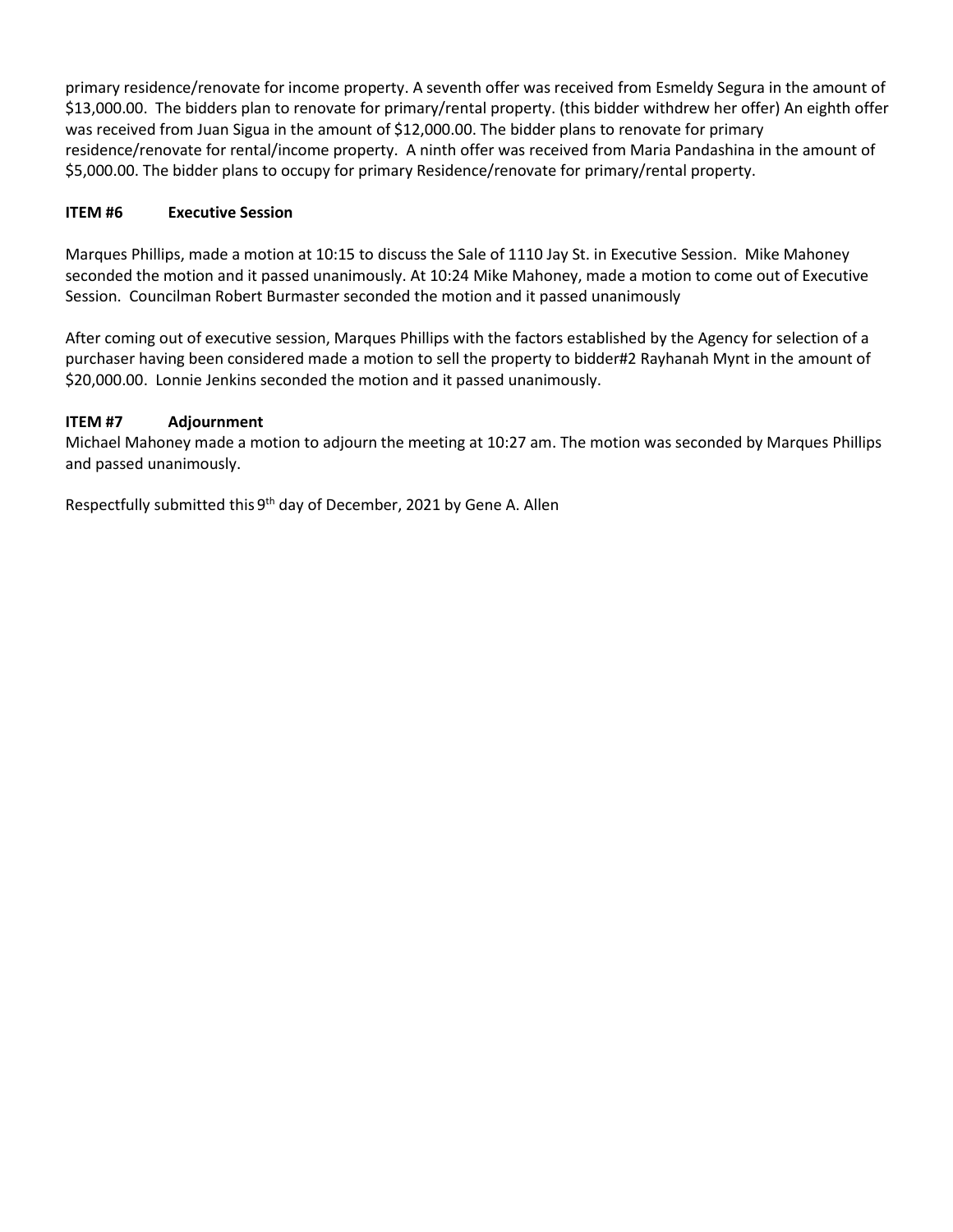primary residence/renovate for income property. A seventh offer was received from Esmeldy Segura in the amount of $13,000.00. The bidders plan to renovate for primary/rental property. (this bidder withdrew her offer) An eighth offer was received from Juan Sigua in the amount of $12,000.00. The bidder plans to renovate for primary residence/renovate for rental/income property. A ninth offer was received from Maria Pandashina in the amount of $5,000.00. The bidder plans to occupy for primary Residence/renovate for primary/rental property.

**ITEM #6 Executive Session**

Marques Phillips, made a motion at 10:15 to discuss the Sale of 1110 Jay St. in Executive Session. Mike Mahoney seconded the motion and it passed unanimously. At 10:24 Mike Mahoney, made a motion to come out of Executive Session. Councilman Robert Burmaster seconded the motion and it passed unanimously

After coming out of executive session, Marques Phillips with the factors established by the Agency for selection of a purchaser having been considered made a motion to sell the property to bidder#2 Rayhanah Mynt in the amount of $20,000.00. Lonnie Jenkins seconded the motion and it passed unanimously.

**ITEM #7 Adjournment**

Michael Mahoney made a motion to adjourn the meeting at 10:27 am. The motion was seconded by Marques Phillips and passed unanimously.

Respectfully submitted this 9th day of December, 2021 by Gene A. Allen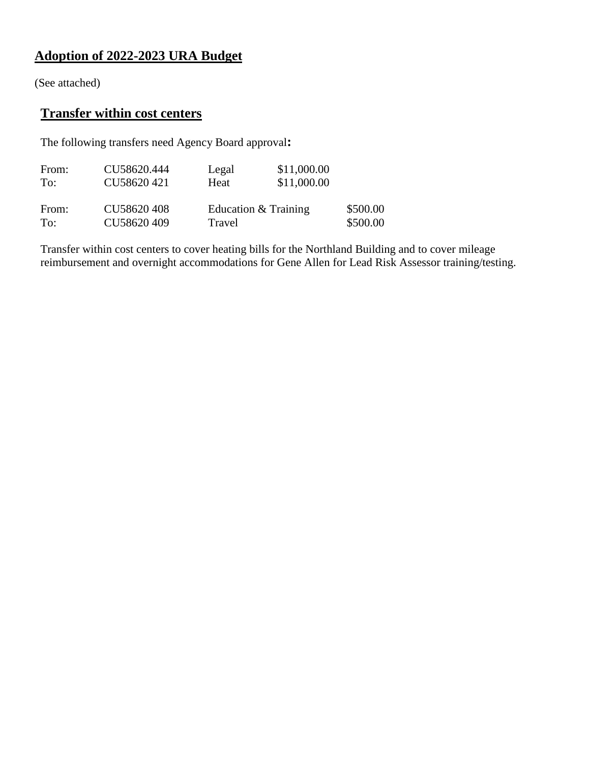## Adoption of 2022-2023 URA Budget

(See attached)

## Transfer within cost centers

The following transfers need Agency Board approval**:**

| | | | | |
|---|---|---|---|---|
| From: | CU58620.444 | Legal | $11,000.00 | |
| To: | CU58620 421 | Heat | $11,000.00 | |
| From: | CU58620 408 | Education & Training | | $500.00 |
| To: | CU58620 409 | Travel | | $500.00 |

Transfer within cost centers to cover heating bills for the Northland Building and to cover mileage reimbursement and overnight accommodations for Gene Allen for Lead Risk Assessor training/testing.